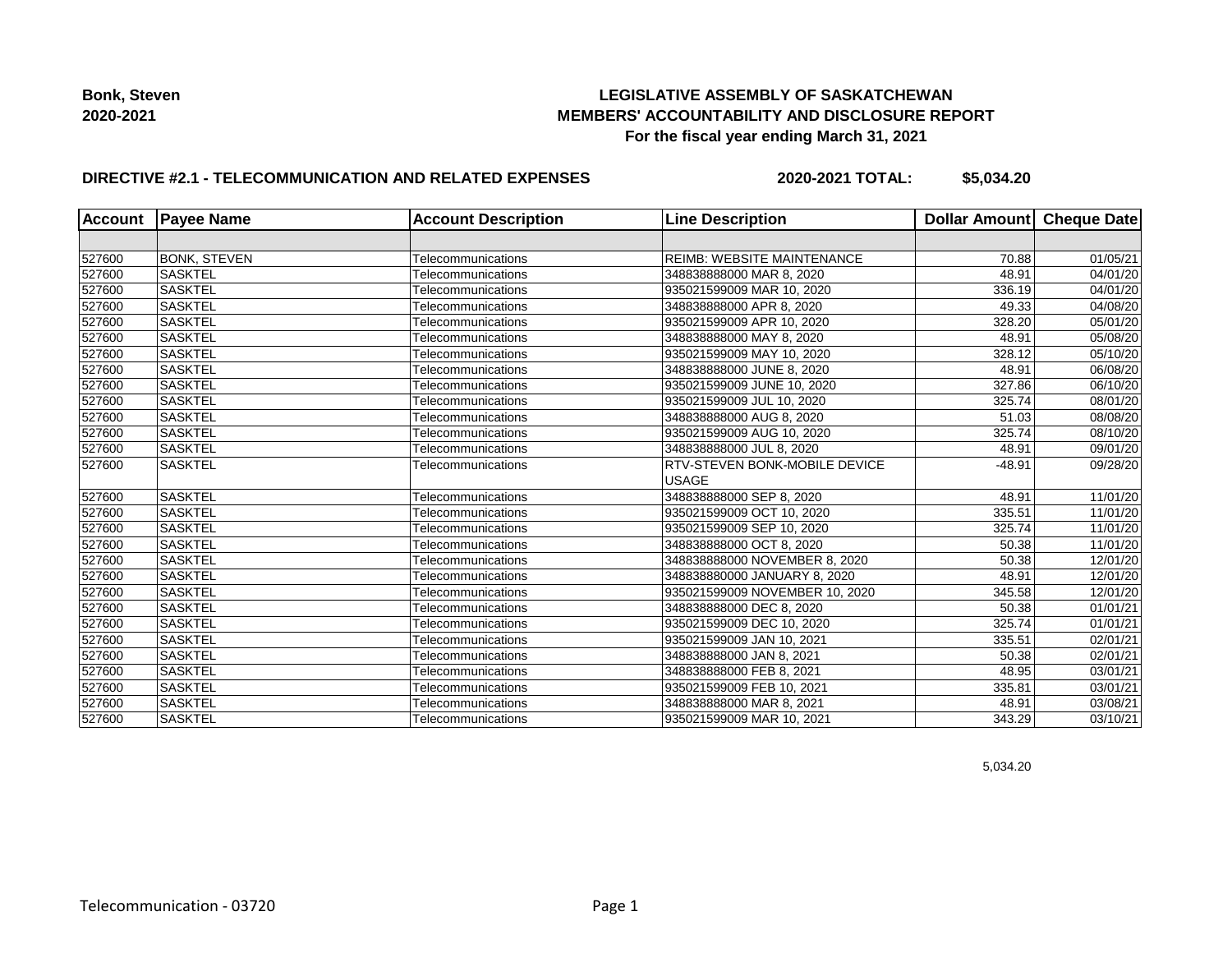**Bonk, Steven**
**2020-2021**

# LEGISLATIVE ASSEMBLY OF SASKATCHEWAN
## MEMBERS' ACCOUNTABILITY AND DISCLOSURE REPORT
### For the fiscal year ending March 31, 2021

**DIRECTIVE #2.1 - TELECOMMUNICATION AND RELATED EXPENSES** **2020-2021 TOTAL: $5,034.20**

| Account | Payee Name | Account Description | Line Description | Dollar Amount | Cheque Date |
|---|---|---|---|---|---|
| | | | | | |
| 527600 | BONK, STEVEN | Telecommunications | REIMB: WEBSITE MAINTENANCE | 70.88 | 01/05/21 |
| 527600 | SASKTEL | Telecommunications | 348838888000 MAR 8, 2020 | 48.91 | 04/01/20 |
| 527600 | SASKTEL | Telecommunications | 935021599009 MAR 10, 2020 | 336.19 | 04/01/20 |
| 527600 | SASKTEL | Telecommunications | 348838888000 APR 8, 2020 | 49.33 | 04/08/20 |
| 527600 | SASKTEL | Telecommunications | 935021599009 APR 10, 2020 | 328.20 | 05/01/20 |
| 527600 | SASKTEL | Telecommunications | 348838888000 MAY 8, 2020 | 48.91 | 05/08/20 |
| 527600 | SASKTEL | Telecommunications | 935021599009 MAY 10, 2020 | 328.12 | 05/10/20 |
| 527600 | SASKTEL | Telecommunications | 348838888000 JUNE 8, 2020 | 48.91 | 06/08/20 |
| 527600 | SASKTEL | Telecommunications | 935021599009 JUNE 10, 2020 | 327.86 | 06/10/20 |
| 527600 | SASKTEL | Telecommunications | 935021599009 JUL 10, 2020 | 325.74 | 08/01/20 |
| 527600 | SASKTEL | Telecommunications | 348838888000 AUG 8, 2020 | 51.03 | 08/08/20 |
| 527600 | SASKTEL | Telecommunications | 935021599009 AUG 10, 2020 | 325.74 | 08/10/20 |
| 527600 | SASKTEL | Telecommunications | 348838888000 JUL 8, 2020 | 48.91 | 09/01/20 |
| 527600 | SASKTEL | Telecommunications | RTV-STEVEN BONK-MOBILE DEVICE USAGE | -48.91 | 09/28/20 |
| 527600 | SASKTEL | Telecommunications | 348838888000 SEP 8, 2020 | 48.91 | 11/01/20 |
| 527600 | SASKTEL | Telecommunications | 935021599009 OCT 10, 2020 | 335.51 | 11/01/20 |
| 527600 | SASKTEL | Telecommunications | 935021599009 SEP 10, 2020 | 325.74 | 11/01/20 |
| 527600 | SASKTEL | Telecommunications | 348838888000 OCT 8, 2020 | 50.38 | 11/01/20 |
| 527600 | SASKTEL | Telecommunications | 348838888000 NOVEMBER 8, 2020 | 50.38 | 12/01/20 |
| 527600 | SASKTEL | Telecommunications | 348838880000 JANUARY 8, 2020 | 48.91 | 12/01/20 |
| 527600 | SASKTEL | Telecommunications | 935021599009 NOVEMBER 10, 2020 | 345.58 | 12/01/20 |
| 527600 | SASKTEL | Telecommunications | 348838888000 DEC 8, 2020 | 50.38 | 01/01/21 |
| 527600 | SASKTEL | Telecommunications | 935021599009 DEC 10, 2020 | 325.74 | 01/01/21 |
| 527600 | SASKTEL | Telecommunications | 935021599009 JAN 10, 2021 | 335.51 | 02/01/21 |
| 527600 | SASKTEL | Telecommunications | 348838888000 JAN 8, 2021 | 50.38 | 02/01/21 |
| 527600 | SASKTEL | Telecommunications | 348838888000 FEB 8, 2021 | 48.95 | 03/01/21 |
| 527600 | SASKTEL | Telecommunications | 935021599009 FEB 10, 2021 | 335.81 | 03/01/21 |
| 527600 | SASKTEL | Telecommunications | 348838888000 MAR 8, 2021 | 48.91 | 03/08/21 |
| 527600 | SASKTEL | Telecommunications | 935021599009 MAR 10, 2021 | 343.29 | 03/10/21 |

5,034.20

Telecommunication - 03720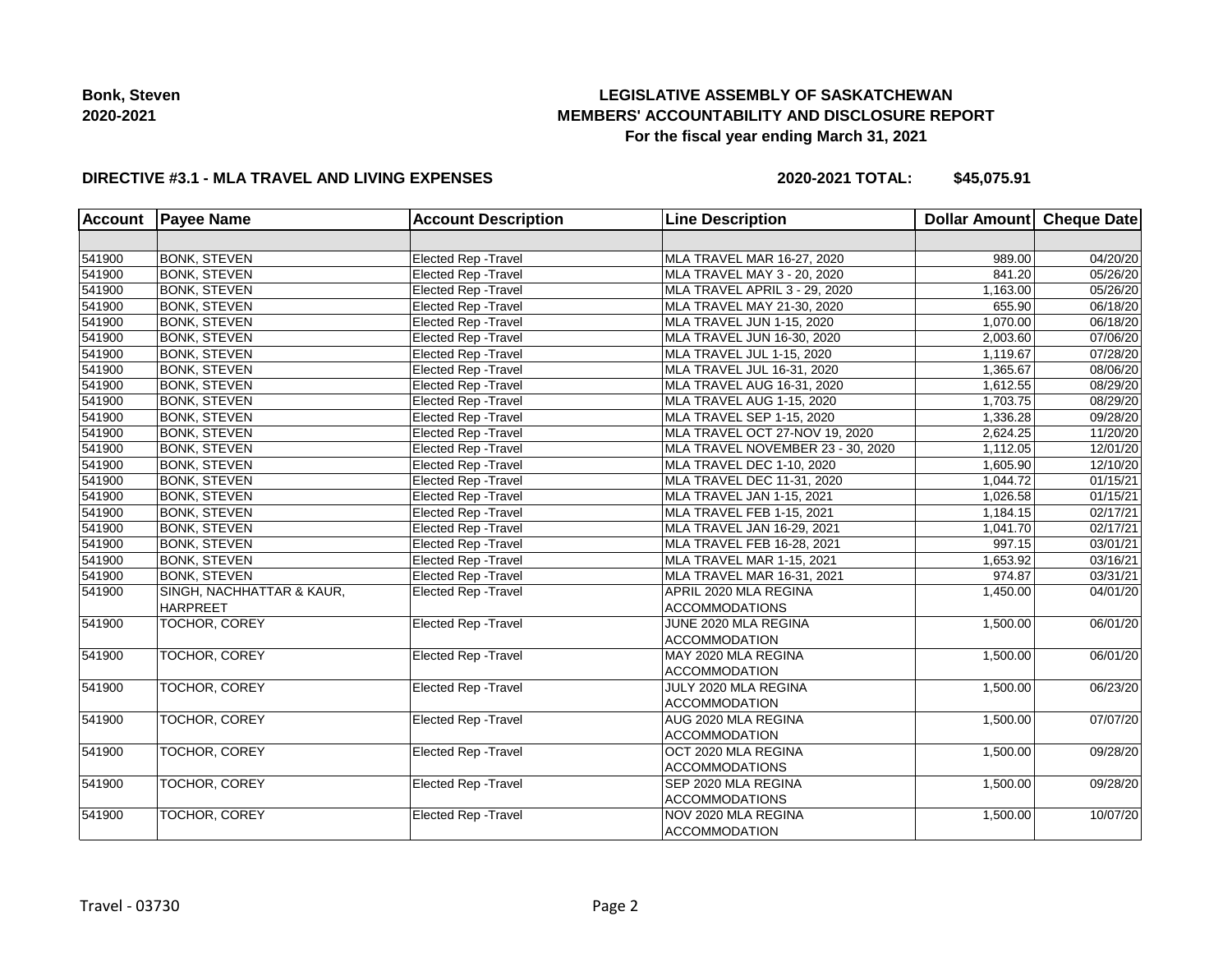**Bonk, Steven**
**2020-2021**

**LEGISLATIVE ASSEMBLY OF SASKATCHEWAN**
**MEMBERS' ACCOUNTABILITY AND DISCLOSURE REPORT**
**For the fiscal year ending March 31, 2021**

**DIRECTIVE #3.1 - MLA TRAVEL AND LIVING EXPENSES** **2020-2021 TOTAL: $45,075.91**

| Account | Payee Name | Account Description | Line Description | Dollar Amount | Cheque Date |
|---|---|---|---|---|---|
| | | | | | |
| 541900 | BONK, STEVEN | Elected Rep -Travel | MLA TRAVEL MAR 16-27, 2020 | 989.00 | 04/20/20 |
| 541900 | BONK, STEVEN | Elected Rep -Travel | MLA TRAVEL MAY 3 - 20, 2020 | 841.20 | 05/26/20 |
| 541900 | BONK, STEVEN | Elected Rep -Travel | MLA TRAVEL APRIL 3 - 29, 2020 | 1,163.00 | 05/26/20 |
| 541900 | BONK, STEVEN | Elected Rep -Travel | MLA TRAVEL MAY 21-30, 2020 | 655.90 | 06/18/20 |
| 541900 | BONK, STEVEN | Elected Rep -Travel | MLA TRAVEL JUN 1-15, 2020 | 1,070.00 | 06/18/20 |
| 541900 | BONK, STEVEN | Elected Rep -Travel | MLA TRAVEL JUN 16-30, 2020 | 2,003.60 | 07/06/20 |
| 541900 | BONK, STEVEN | Elected Rep -Travel | MLA TRAVEL JUL 1-15, 2020 | 1,119.67 | 07/28/20 |
| 541900 | BONK, STEVEN | Elected Rep -Travel | MLA TRAVEL JUL 16-31, 2020 | 1,365.67 | 08/06/20 |
| 541900 | BONK, STEVEN | Elected Rep -Travel | MLA TRAVEL AUG 16-31, 2020 | 1,612.55 | 08/29/20 |
| 541900 | BONK, STEVEN | Elected Rep -Travel | MLA TRAVEL AUG 1-15, 2020 | 1,703.75 | 08/29/20 |
| 541900 | BONK, STEVEN | Elected Rep -Travel | MLA TRAVEL SEP 1-15, 2020 | 1,336.28 | 09/28/20 |
| 541900 | BONK, STEVEN | Elected Rep -Travel | MLA TRAVEL OCT 27-NOV 19, 2020 | 2,624.25 | 11/20/20 |
| 541900 | BONK, STEVEN | Elected Rep -Travel | MLA TRAVEL NOVEMBER 23 - 30, 2020 | 1,112.05 | 12/01/20 |
| 541900 | BONK, STEVEN | Elected Rep -Travel | MLA TRAVEL DEC 1-10, 2020 | 1,605.90 | 12/10/20 |
| 541900 | BONK, STEVEN | Elected Rep -Travel | MLA TRAVEL DEC 11-31, 2020 | 1,044.72 | 01/15/21 |
| 541900 | BONK, STEVEN | Elected Rep -Travel | MLA TRAVEL JAN 1-15, 2021 | 1,026.58 | 01/15/21 |
| 541900 | BONK, STEVEN | Elected Rep -Travel | MLA TRAVEL FEB 1-15, 2021 | 1,184.15 | 02/17/21 |
| 541900 | BONK, STEVEN | Elected Rep -Travel | MLA TRAVEL JAN 16-29, 2021 | 1,041.70 | 02/17/21 |
| 541900 | BONK, STEVEN | Elected Rep -Travel | MLA TRAVEL FEB 16-28, 2021 | 997.15 | 03/01/21 |
| 541900 | BONK, STEVEN | Elected Rep -Travel | MLA TRAVEL MAR 1-15, 2021 | 1,653.92 | 03/16/21 |
| 541900 | BONK, STEVEN | Elected Rep -Travel | MLA TRAVEL MAR 16-31, 2021 | 974.87 | 03/31/21 |
| 541900 | SINGH, NACHHATTAR & KAUR, HARPREET | Elected Rep -Travel | APRIL 2020 MLA REGINA ACCOMMODATIONS | 1,450.00 | 04/01/20 |
| 541900 | TOCHOR, COREY | Elected Rep -Travel | JUNE 2020 MLA REGINA ACCOMMODATION | 1,500.00 | 06/01/20 |
| 541900 | TOCHOR, COREY | Elected Rep -Travel | MAY 2020 MLA REGINA ACCOMMODATION | 1,500.00 | 06/01/20 |
| 541900 | TOCHOR, COREY | Elected Rep -Travel | JULY 2020 MLA REGINA ACCOMMODATION | 1,500.00 | 06/23/20 |
| 541900 | TOCHOR, COREY | Elected Rep -Travel | AUG 2020 MLA REGINA ACCOMMODATION | 1,500.00 | 07/07/20 |
| 541900 | TOCHOR, COREY | Elected Rep -Travel | OCT 2020 MLA REGINA ACCOMMODATIONS | 1,500.00 | 09/28/20 |
| 541900 | TOCHOR, COREY | Elected Rep -Travel | SEP 2020 MLA REGINA ACCOMMODATIONS | 1,500.00 | 09/28/20 |
| 541900 | TOCHOR, COREY | Elected Rep -Travel | NOV 2020 MLA REGINA ACCOMMODATION | 1,500.00 | 10/07/20 |

Travel - 03730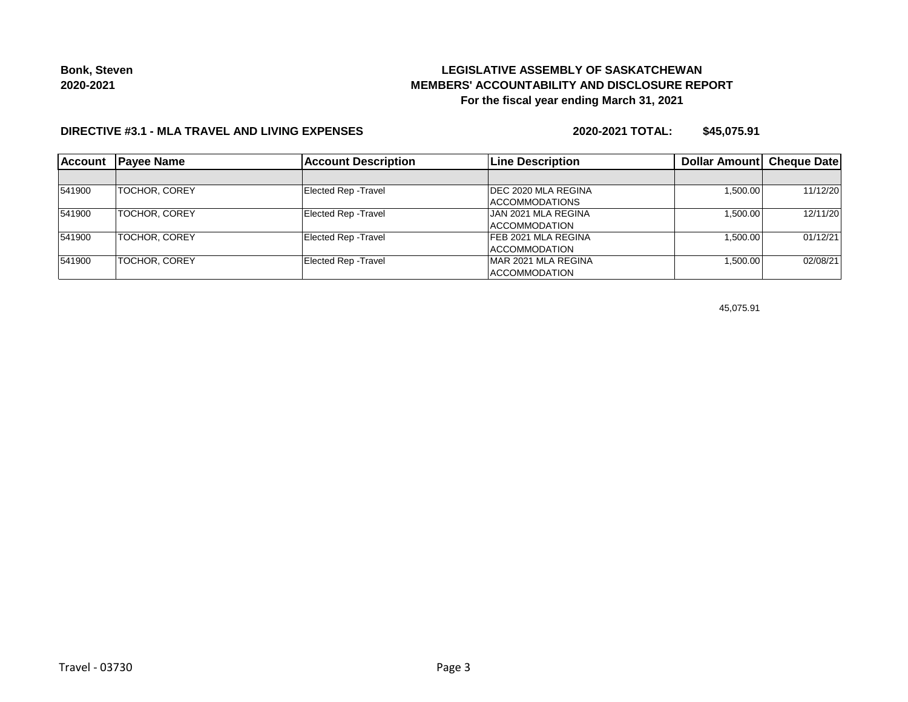**Bonk, Steven**
**2020-2021**

**LEGISLATIVE ASSEMBLY OF SASKATCHEWAN**
**MEMBERS' ACCOUNTABILITY AND DISCLOSURE REPORT**
**For the fiscal year ending March 31, 2021**

**DIRECTIVE #3.1 - MLA TRAVEL AND LIVING EXPENSES** **2020-2021 TOTAL: $45,075.91**

| Account | Payee Name | Account Description | Line Description | Dollar Amount | Cheque Date |
|---|---|---|---|---|---|
| | | | | | |
| 541900 | TOCHOR, COREY | Elected Rep -Travel | DEC 2020 MLA REGINA ACCOMMODATIONS | 1,500.00 | 11/12/20 |
| 541900 | TOCHOR, COREY | Elected Rep -Travel | JAN 2021 MLA REGINA ACCOMMODATION | 1,500.00 | 12/11/20 |
| 541900 | TOCHOR, COREY | Elected Rep -Travel | FEB 2021 MLA REGINA ACCOMMODATION | 1,500.00 | 01/12/21 |
| 541900 | TOCHOR, COREY | Elected Rep -Travel | MAR 2021 MLA REGINA ACCOMMODATION | 1,500.00 | 02/08/21 |

45,075.91

Travel - 03730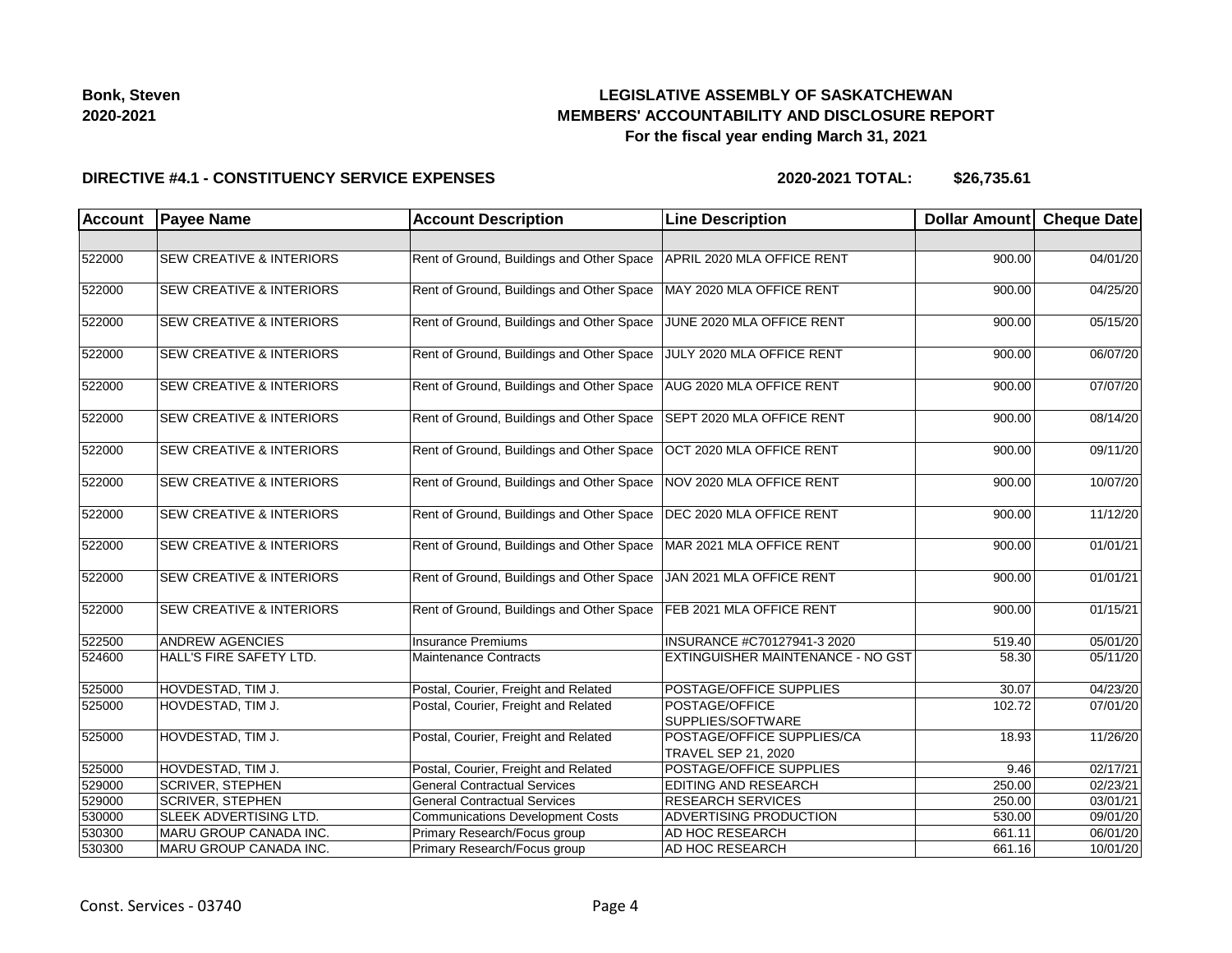**Bonk, Steven**
**2020-2021**

## LEGISLATIVE ASSEMBLY OF SASKATCHEWAN
## MEMBERS' ACCOUNTABILITY AND DISCLOSURE REPORT
### For the fiscal year ending March 31, 2021

**DIRECTIVE #4.1 - CONSTITUENCY SERVICE EXPENSES** **2020-2021 TOTAL: $26,735.61**

| Account | Payee Name | Account Description | Line Description | Dollar Amount | Cheque Date |
|---|---|---|---|---|---|
| | | | | | |
| 522000 | SEW CREATIVE & INTERIORS | Rent of Ground, Buildings and Other Space | APRIL 2020 MLA OFFICE RENT | 900.00 | 04/01/20 |
| 522000 | SEW CREATIVE & INTERIORS | Rent of Ground, Buildings and Other Space | MAY 2020 MLA OFFICE RENT | 900.00 | 04/25/20 |
| 522000 | SEW CREATIVE & INTERIORS | Rent of Ground, Buildings and Other Space | JUNE 2020 MLA OFFICE RENT | 900.00 | 05/15/20 |
| 522000 | SEW CREATIVE & INTERIORS | Rent of Ground, Buildings and Other Space | JULY 2020 MLA OFFICE RENT | 900.00 | 06/07/20 |
| 522000 | SEW CREATIVE & INTERIORS | Rent of Ground, Buildings and Other Space | AUG 2020 MLA OFFICE RENT | 900.00 | 07/07/20 |
| 522000 | SEW CREATIVE & INTERIORS | Rent of Ground, Buildings and Other Space | SEPT 2020 MLA OFFICE RENT | 900.00 | 08/14/20 |
| 522000 | SEW CREATIVE & INTERIORS | Rent of Ground, Buildings and Other Space | OCT 2020 MLA OFFICE RENT | 900.00 | 09/11/20 |
| 522000 | SEW CREATIVE & INTERIORS | Rent of Ground, Buildings and Other Space | NOV 2020 MLA OFFICE RENT | 900.00 | 10/07/20 |
| 522000 | SEW CREATIVE & INTERIORS | Rent of Ground, Buildings and Other Space | DEC 2020 MLA OFFICE RENT | 900.00 | 11/12/20 |
| 522000 | SEW CREATIVE & INTERIORS | Rent of Ground, Buildings and Other Space | MAR 2021 MLA OFFICE RENT | 900.00 | 01/01/21 |
| 522000 | SEW CREATIVE & INTERIORS | Rent of Ground, Buildings and Other Space | JAN 2021 MLA OFFICE RENT | 900.00 | 01/01/21 |
| 522000 | SEW CREATIVE & INTERIORS | Rent of Ground, Buildings and Other Space | FEB 2021 MLA OFFICE RENT | 900.00 | 01/15/21 |
| 522500 | ANDREW AGENCIES | Insurance Premiums | INSURANCE #C70127941-3 2020 | 519.40 | 05/01/20 |
| 524600 | HALL'S FIRE SAFETY LTD. | Maintenance Contracts | EXTINGUISHER MAINTENANCE - NO GST | 58.30 | 05/11/20 |
| 525000 | HOVDESTAD, TIM J. | Postal, Courier, Freight and Related | POSTAGE/OFFICE SUPPLIES | 30.07 | 04/23/20 |
| 525000 | HOVDESTAD, TIM J. | Postal, Courier, Freight and Related | POSTAGE/OFFICE SUPPLIES/SOFTWARE | 102.72 | 07/01/20 |
| 525000 | HOVDESTAD, TIM J. | Postal, Courier, Freight and Related | POSTAGE/OFFICE SUPPLIES/CA TRAVEL SEP 21, 2020 | 18.93 | 11/26/20 |
| 525000 | HOVDESTAD, TIM J. | Postal, Courier, Freight and Related | POSTAGE/OFFICE SUPPLIES | 9.46 | 02/17/21 |
| 529000 | SCRIVER, STEPHEN | General Contractual Services | EDITING AND RESEARCH | 250.00 | 02/23/21 |
| 529000 | SCRIVER, STEPHEN | General Contractual Services | RESEARCH SERVICES | 250.00 | 03/01/21 |
| 530000 | SLEEK ADVERTISING LTD. | Communications Development Costs | ADVERTISING PRODUCTION | 530.00 | 09/01/20 |
| 530300 | MARU GROUP CANADA INC. | Primary Research/Focus group | AD HOC RESEARCH | 661.11 | 06/01/20 |
| 530300 | MARU GROUP CANADA INC. | Primary Research/Focus group | AD HOC RESEARCH | 661.16 | 10/01/20 |

Const. Services - 03740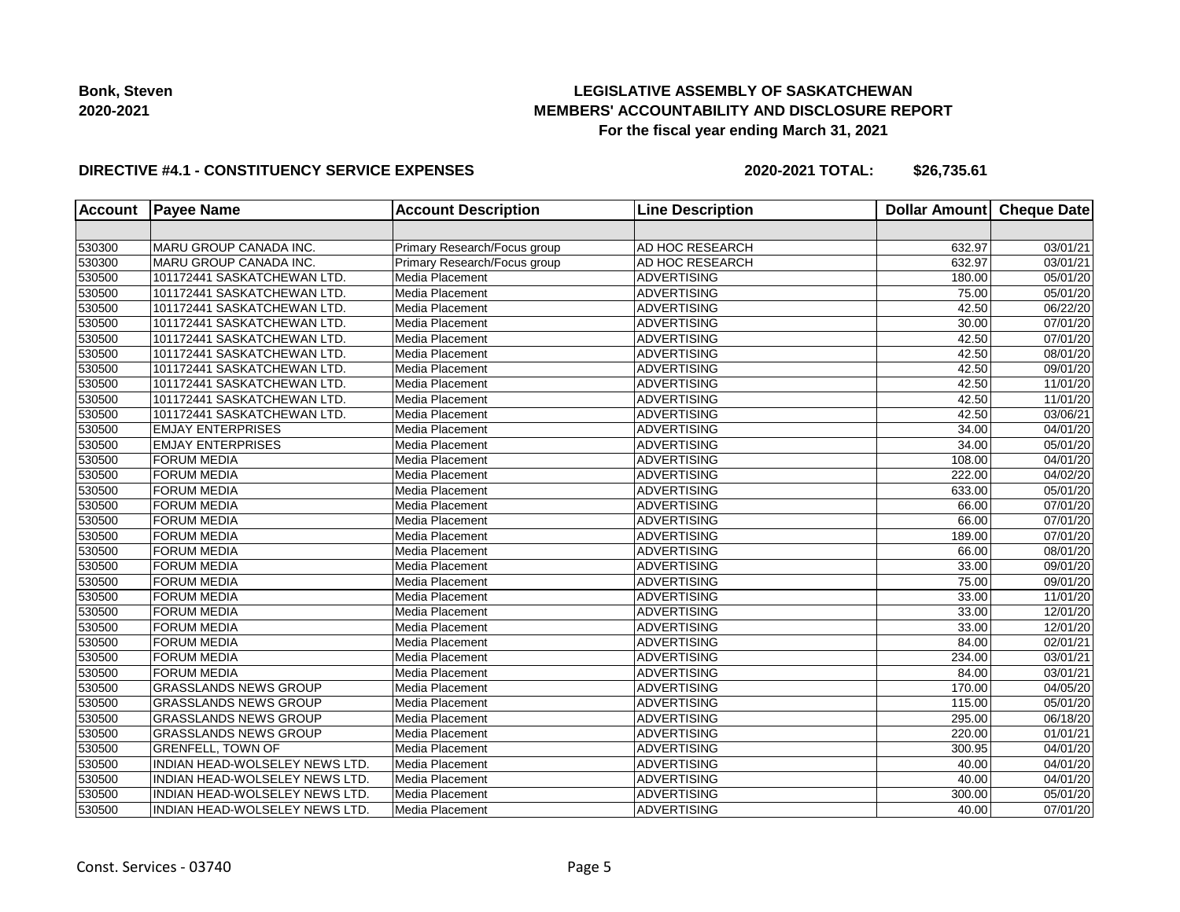**Bonk, Steven**
**2020-2021**

## LEGISLATIVE ASSEMBLY OF SASKATCHEWAN
## MEMBERS' ACCOUNTABILITY AND DISCLOSURE REPORT
### For the fiscal year ending March 31, 2021

**DIRECTIVE #4.1 - CONSTITUENCY SERVICE EXPENSES**

**2020-2021 TOTAL: $26,735.61**

| Account | Payee Name | Account Description | Line Description | Dollar Amount | Cheque Date |
|---|---|---|---|---|---|
| | | | | | |
| 530300 | MARU GROUP CANADA INC. | Primary Research/Focus group | AD HOC RESEARCH | 632.97 | 03/01/21 |
| 530300 | MARU GROUP CANADA INC. | Primary Research/Focus group | AD HOC RESEARCH | 632.97 | 03/01/21 |
| 530500 | 101172441 SASKATCHEWAN LTD. | Media Placement | ADVERTISING | 180.00 | 05/01/20 |
| 530500 | 101172441 SASKATCHEWAN LTD. | Media Placement | ADVERTISING | 75.00 | 05/01/20 |
| 530500 | 101172441 SASKATCHEWAN LTD. | Media Placement | ADVERTISING | 42.50 | 06/22/20 |
| 530500 | 101172441 SASKATCHEWAN LTD. | Media Placement | ADVERTISING | 30.00 | 07/01/20 |
| 530500 | 101172441 SASKATCHEWAN LTD. | Media Placement | ADVERTISING | 42.50 | 07/01/20 |
| 530500 | 101172441 SASKATCHEWAN LTD. | Media Placement | ADVERTISING | 42.50 | 08/01/20 |
| 530500 | 101172441 SASKATCHEWAN LTD. | Media Placement | ADVERTISING | 42.50 | 09/01/20 |
| 530500 | 101172441 SASKATCHEWAN LTD. | Media Placement | ADVERTISING | 42.50 | 11/01/20 |
| 530500 | 101172441 SASKATCHEWAN LTD. | Media Placement | ADVERTISING | 42.50 | 11/01/20 |
| 530500 | 101172441 SASKATCHEWAN LTD. | Media Placement | ADVERTISING | 42.50 | 03/06/21 |
| 530500 | EMJAY ENTERPRISES | Media Placement | ADVERTISING | 34.00 | 04/01/20 |
| 530500 | EMJAY ENTERPRISES | Media Placement | ADVERTISING | 34.00 | 05/01/20 |
| 530500 | FORUM MEDIA | Media Placement | ADVERTISING | 108.00 | 04/01/20 |
| 530500 | FORUM MEDIA | Media Placement | ADVERTISING | 222.00 | 04/02/20 |
| 530500 | FORUM MEDIA | Media Placement | ADVERTISING | 633.00 | 05/01/20 |
| 530500 | FORUM MEDIA | Media Placement | ADVERTISING | 66.00 | 07/01/20 |
| 530500 | FORUM MEDIA | Media Placement | ADVERTISING | 66.00 | 07/01/20 |
| 530500 | FORUM MEDIA | Media Placement | ADVERTISING | 189.00 | 07/01/20 |
| 530500 | FORUM MEDIA | Media Placement | ADVERTISING | 66.00 | 08/01/20 |
| 530500 | FORUM MEDIA | Media Placement | ADVERTISING | 33.00 | 09/01/20 |
| 530500 | FORUM MEDIA | Media Placement | ADVERTISING | 75.00 | 09/01/20 |
| 530500 | FORUM MEDIA | Media Placement | ADVERTISING | 33.00 | 11/01/20 |
| 530500 | FORUM MEDIA | Media Placement | ADVERTISING | 33.00 | 12/01/20 |
| 530500 | FORUM MEDIA | Media Placement | ADVERTISING | 33.00 | 12/01/20 |
| 530500 | FORUM MEDIA | Media Placement | ADVERTISING | 84.00 | 02/01/21 |
| 530500 | FORUM MEDIA | Media Placement | ADVERTISING | 234.00 | 03/01/21 |
| 530500 | FORUM MEDIA | Media Placement | ADVERTISING | 84.00 | 03/01/21 |
| 530500 | GRASSLANDS NEWS GROUP | Media Placement | ADVERTISING | 170.00 | 04/05/20 |
| 530500 | GRASSLANDS NEWS GROUP | Media Placement | ADVERTISING | 115.00 | 05/01/20 |
| 530500 | GRASSLANDS NEWS GROUP | Media Placement | ADVERTISING | 295.00 | 06/18/20 |
| 530500 | GRASSLANDS NEWS GROUP | Media Placement | ADVERTISING | 220.00 | 01/01/21 |
| 530500 | GRENFELL, TOWN OF | Media Placement | ADVERTISING | 300.95 | 04/01/20 |
| 530500 | INDIAN HEAD-WOLSELEY NEWS LTD. | Media Placement | ADVERTISING | 40.00 | 04/01/20 |
| 530500 | INDIAN HEAD-WOLSELEY NEWS LTD. | Media Placement | ADVERTISING | 40.00 | 04/01/20 |
| 530500 | INDIAN HEAD-WOLSELEY NEWS LTD. | Media Placement | ADVERTISING | 300.00 | 05/01/20 |
| 530500 | INDIAN HEAD-WOLSELEY NEWS LTD. | Media Placement | ADVERTISING | 40.00 | 07/01/20 |

Const. Services - 03740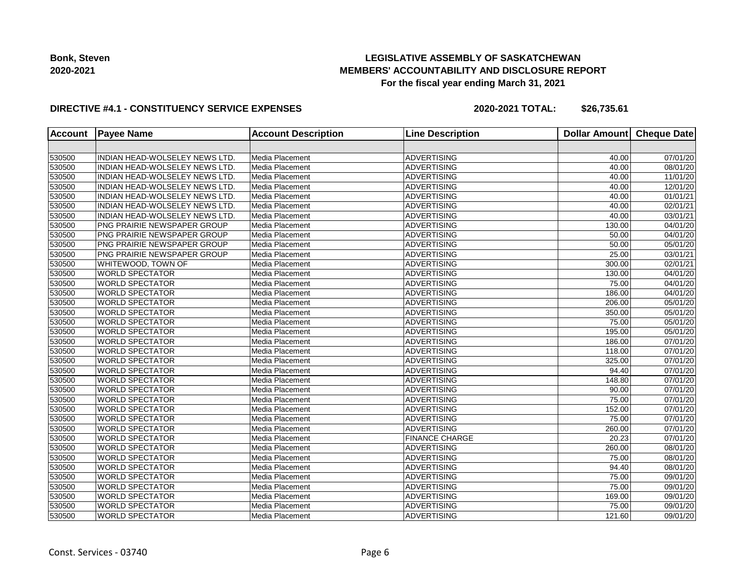**Bonk, Steven**
**2020-2021**

# LEGISLATIVE ASSEMBLY OF SASKATCHEWAN
## MEMBERS' ACCOUNTABILITY AND DISCLOSURE REPORT
### For the fiscal year ending March 31, 2021

**DIRECTIVE #4.1 - CONSTITUENCY SERVICE EXPENSES** **2020-2021 TOTAL: $26,735.61**

| Account | Payee Name | Account Description | Line Description | Dollar Amount | Cheque Date |
|---|---|---|---|---|---|
| | | | | | |
| 530500 | INDIAN HEAD-WOLSELEY NEWS LTD. | Media Placement | ADVERTISING | 40.00 | 07/01/20 |
| 530500 | INDIAN HEAD-WOLSELEY NEWS LTD. | Media Placement | ADVERTISING | 40.00 | 08/01/20 |
| 530500 | INDIAN HEAD-WOLSELEY NEWS LTD. | Media Placement | ADVERTISING | 40.00 | 11/01/20 |
| 530500 | INDIAN HEAD-WOLSELEY NEWS LTD. | Media Placement | ADVERTISING | 40.00 | 12/01/20 |
| 530500 | INDIAN HEAD-WOLSELEY NEWS LTD. | Media Placement | ADVERTISING | 40.00 | 01/01/21 |
| 530500 | INDIAN HEAD-WOLSELEY NEWS LTD. | Media Placement | ADVERTISING | 40.00 | 02/01/21 |
| 530500 | INDIAN HEAD-WOLSELEY NEWS LTD. | Media Placement | ADVERTISING | 40.00 | 03/01/21 |
| 530500 | PNG PRAIRIE NEWSPAPER GROUP | Media Placement | ADVERTISING | 130.00 | 04/01/20 |
| 530500 | PNG PRAIRIE NEWSPAPER GROUP | Media Placement | ADVERTISING | 50.00 | 04/01/20 |
| 530500 | PNG PRAIRIE NEWSPAPER GROUP | Media Placement | ADVERTISING | 50.00 | 05/01/20 |
| 530500 | PNG PRAIRIE NEWSPAPER GROUP | Media Placement | ADVERTISING | 25.00 | 03/01/21 |
| 530500 | WHITEWOOD, TOWN OF | Media Placement | ADVERTISING | 300.00 | 02/01/21 |
| 530500 | WORLD SPECTATOR | Media Placement | ADVERTISING | 130.00 | 04/01/20 |
| 530500 | WORLD SPECTATOR | Media Placement | ADVERTISING | 75.00 | 04/01/20 |
| 530500 | WORLD SPECTATOR | Media Placement | ADVERTISING | 186.00 | 04/01/20 |
| 530500 | WORLD SPECTATOR | Media Placement | ADVERTISING | 206.00 | 05/01/20 |
| 530500 | WORLD SPECTATOR | Media Placement | ADVERTISING | 350.00 | 05/01/20 |
| 530500 | WORLD SPECTATOR | Media Placement | ADVERTISING | 75.00 | 05/01/20 |
| 530500 | WORLD SPECTATOR | Media Placement | ADVERTISING | 195.00 | 05/01/20 |
| 530500 | WORLD SPECTATOR | Media Placement | ADVERTISING | 186.00 | 07/01/20 |
| 530500 | WORLD SPECTATOR | Media Placement | ADVERTISING | 118.00 | 07/01/20 |
| 530500 | WORLD SPECTATOR | Media Placement | ADVERTISING | 325.00 | 07/01/20 |
| 530500 | WORLD SPECTATOR | Media Placement | ADVERTISING | 94.40 | 07/01/20 |
| 530500 | WORLD SPECTATOR | Media Placement | ADVERTISING | 148.80 | 07/01/20 |
| 530500 | WORLD SPECTATOR | Media Placement | ADVERTISING | 90.00 | 07/01/20 |
| 530500 | WORLD SPECTATOR | Media Placement | ADVERTISING | 75.00 | 07/01/20 |
| 530500 | WORLD SPECTATOR | Media Placement | ADVERTISING | 152.00 | 07/01/20 |
| 530500 | WORLD SPECTATOR | Media Placement | ADVERTISING | 75.00 | 07/01/20 |
| 530500 | WORLD SPECTATOR | Media Placement | ADVERTISING | 260.00 | 07/01/20 |
| 530500 | WORLD SPECTATOR | Media Placement | FINANCE CHARGE | 20.23 | 07/01/20 |
| 530500 | WORLD SPECTATOR | Media Placement | ADVERTISING | 260.00 | 08/01/20 |
| 530500 | WORLD SPECTATOR | Media Placement | ADVERTISING | 75.00 | 08/01/20 |
| 530500 | WORLD SPECTATOR | Media Placement | ADVERTISING | 94.40 | 08/01/20 |
| 530500 | WORLD SPECTATOR | Media Placement | ADVERTISING | 75.00 | 09/01/20 |
| 530500 | WORLD SPECTATOR | Media Placement | ADVERTISING | 75.00 | 09/01/20 |
| 530500 | WORLD SPECTATOR | Media Placement | ADVERTISING | 169.00 | 09/01/20 |
| 530500 | WORLD SPECTATOR | Media Placement | ADVERTISING | 75.00 | 09/01/20 |
| 530500 | WORLD SPECTATOR | Media Placement | ADVERTISING | 121.60 | 09/01/20 |

Const. Services - 03740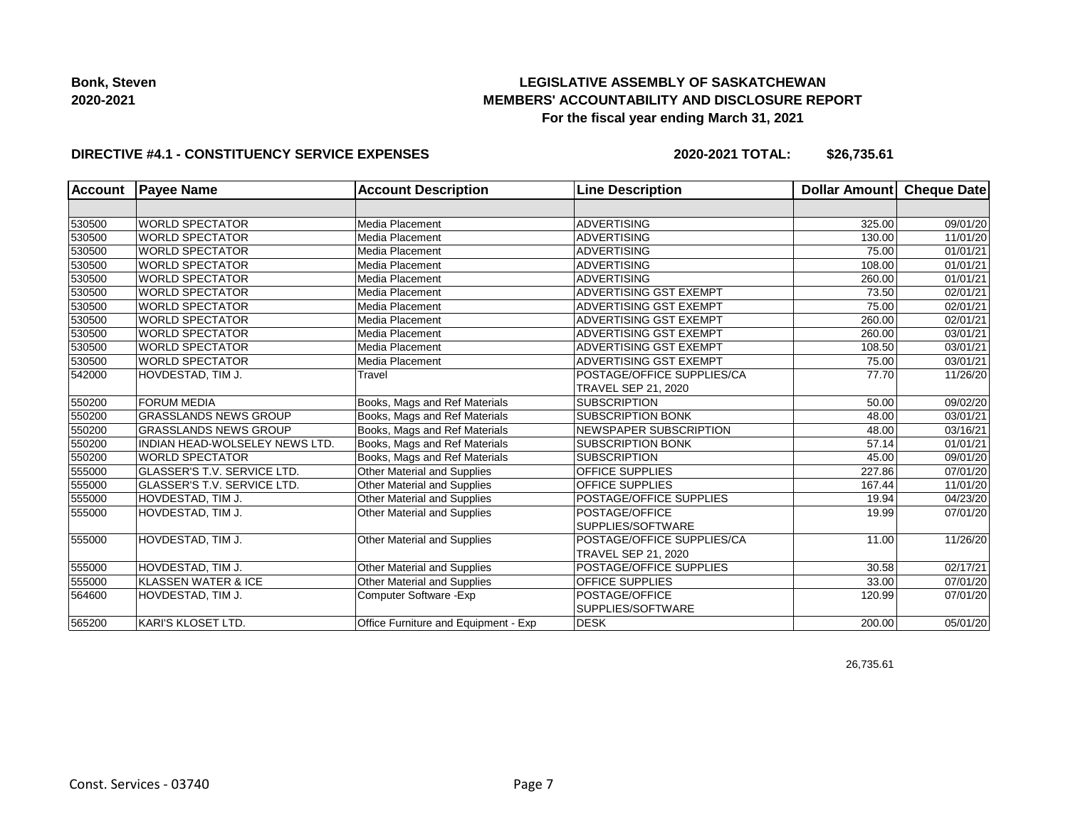**Bonk, Steven**
**2020-2021**

**LEGISLATIVE ASSEMBLY OF SASKATCHEWAN**
**MEMBERS' ACCOUNTABILITY AND DISCLOSURE REPORT**
**For the fiscal year ending March 31, 2021**

**DIRECTIVE #4.1 - CONSTITUENCY SERVICE EXPENSES** **2020-2021 TOTAL: $26,735.61**

| Account | Payee Name | Account Description | Line Description | Dollar Amount | Cheque Date |
|---|---|---|---|---|---|
| | | | | | |
| 530500 | WORLD SPECTATOR | Media Placement | ADVERTISING | 325.00 | 09/01/20 |
| 530500 | WORLD SPECTATOR | Media Placement | ADVERTISING | 130.00 | 11/01/20 |
| 530500 | WORLD SPECTATOR | Media Placement | ADVERTISING | 75.00 | 01/01/21 |
| 530500 | WORLD SPECTATOR | Media Placement | ADVERTISING | 108.00 | 01/01/21 |
| 530500 | WORLD SPECTATOR | Media Placement | ADVERTISING | 260.00 | 01/01/21 |
| 530500 | WORLD SPECTATOR | Media Placement | ADVERTISING GST EXEMPT | 73.50 | 02/01/21 |
| 530500 | WORLD SPECTATOR | Media Placement | ADVERTISING GST EXEMPT | 75.00 | 02/01/21 |
| 530500 | WORLD SPECTATOR | Media Placement | ADVERTISING GST EXEMPT | 260.00 | 02/01/21 |
| 530500 | WORLD SPECTATOR | Media Placement | ADVERTISING GST EXEMPT | 260.00 | 03/01/21 |
| 530500 | WORLD SPECTATOR | Media Placement | ADVERTISING GST EXEMPT | 108.50 | 03/01/21 |
| 530500 | WORLD SPECTATOR | Media Placement | ADVERTISING GST EXEMPT | 75.00 | 03/01/21 |
| 542000 | HOVDESTAD, TIM J. | Travel | POSTAGE/OFFICE SUPPLIES/CA TRAVEL SEP 21, 2020 | 77.70 | 11/26/20 |
| 550200 | FORUM MEDIA | Books, Mags and Ref Materials | SUBSCRIPTION | 50.00 | 09/02/20 |
| 550200 | GRASSLANDS NEWS GROUP | Books, Mags and Ref Materials | SUBSCRIPTION BONK | 48.00 | 03/01/21 |
| 550200 | GRASSLANDS NEWS GROUP | Books, Mags and Ref Materials | NEWSPAPER SUBSCRIPTION | 48.00 | 03/16/21 |
| 550200 | INDIAN HEAD-WOLSELEY NEWS LTD. | Books, Mags and Ref Materials | SUBSCRIPTION BONK | 57.14 | 01/01/21 |
| 550200 | WORLD SPECTATOR | Books, Mags and Ref Materials | SUBSCRIPTION | 45.00 | 09/01/20 |
| 555000 | GLASSER'S T.V. SERVICE LTD. | Other Material and Supplies | OFFICE SUPPLIES | 227.86 | 07/01/20 |
| 555000 | GLASSER'S T.V. SERVICE LTD. | Other Material and Supplies | OFFICE SUPPLIES | 167.44 | 11/01/20 |
| 555000 | HOVDESTAD, TIM J. | Other Material and Supplies | POSTAGE/OFFICE SUPPLIES | 19.94 | 04/23/20 |
| 555000 | HOVDESTAD, TIM J. | Other Material and Supplies | POSTAGE/OFFICE SUPPLIES/SOFTWARE | 19.99 | 07/01/20 |
| 555000 | HOVDESTAD, TIM J. | Other Material and Supplies | POSTAGE/OFFICE SUPPLIES/CA TRAVEL SEP 21, 2020 | 11.00 | 11/26/20 |
| 555000 | HOVDESTAD, TIM J. | Other Material and Supplies | POSTAGE/OFFICE SUPPLIES | 30.58 | 02/17/21 |
| 555000 | KLASSEN WATER & ICE | Other Material and Supplies | OFFICE SUPPLIES | 33.00 | 07/01/20 |
| 564600 | HOVDESTAD, TIM J. | Computer Software -Exp | POSTAGE/OFFICE SUPPLIES/SOFTWARE | 120.99 | 07/01/20 |
| 565200 | KARI'S KLOSET LTD. | Office Furniture and Equipment - Exp | DESK | 200.00 | 05/01/20 |

26,735.61

Const. Services - 03740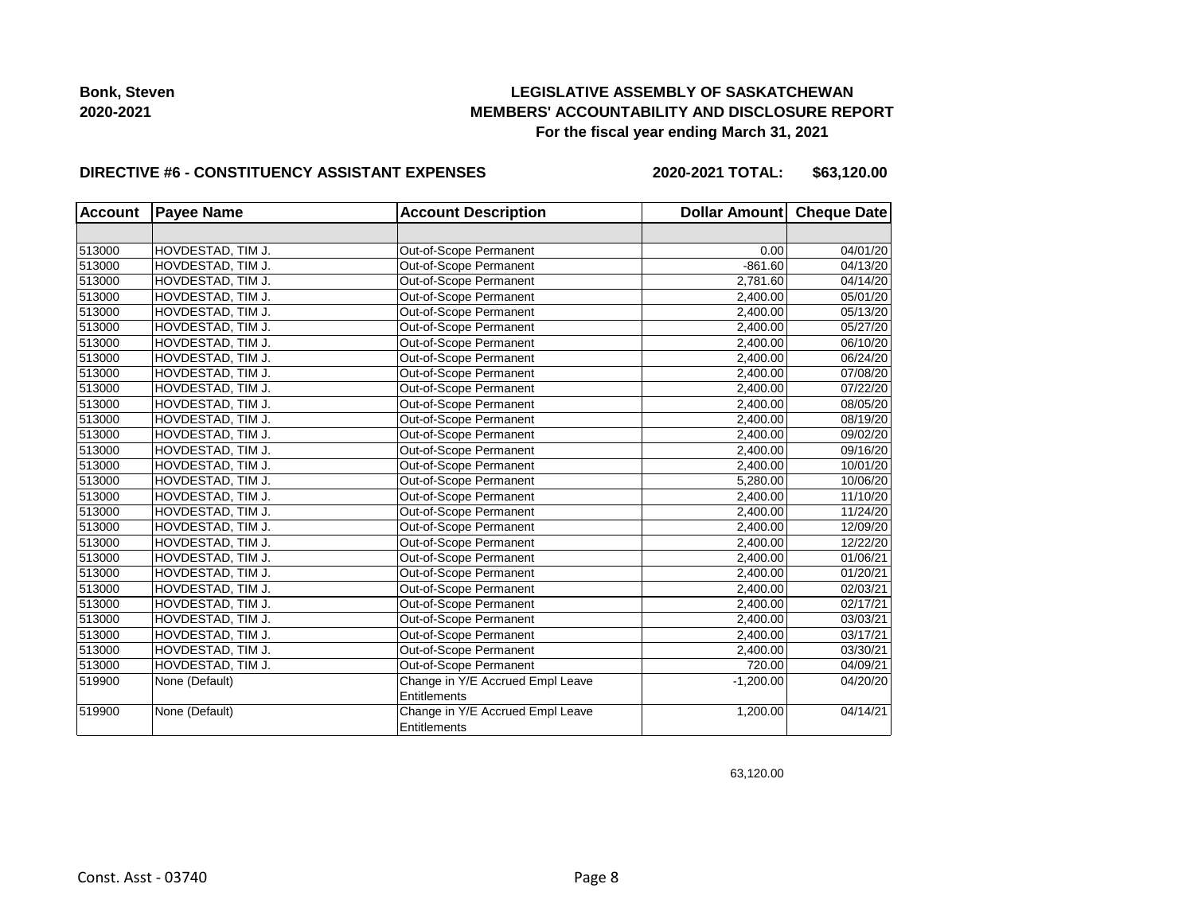**Bonk, Steven**
**2020-2021**

**LEGISLATIVE ASSEMBLY OF SASKATCHEWAN**
**MEMBERS' ACCOUNTABILITY AND DISCLOSURE REPORT**
**For the fiscal year ending March 31, 2021**

**DIRECTIVE #6 - CONSTITUENCY ASSISTANT EXPENSES** **2020-2021 TOTAL: $63,120.00**

| Account | Payee Name | Account Description | Dollar Amount | Cheque Date |
|---|---|---|---|---|
| | | | | |
| 513000 | HOVDESTAD, TIM J. | Out-of-Scope Permanent | 0.00 | 04/01/20 |
| 513000 | HOVDESTAD, TIM J. | Out-of-Scope Permanent | -861.60 | 04/13/20 |
| 513000 | HOVDESTAD, TIM J. | Out-of-Scope Permanent | 2,781.60 | 04/14/20 |
| 513000 | HOVDESTAD, TIM J. | Out-of-Scope Permanent | 2,400.00 | 05/01/20 |
| 513000 | HOVDESTAD, TIM J. | Out-of-Scope Permanent | 2,400.00 | 05/13/20 |
| 513000 | HOVDESTAD, TIM J. | Out-of-Scope Permanent | 2,400.00 | 05/27/20 |
| 513000 | HOVDESTAD, TIM J. | Out-of-Scope Permanent | 2,400.00 | 06/10/20 |
| 513000 | HOVDESTAD, TIM J. | Out-of-Scope Permanent | 2,400.00 | 06/24/20 |
| 513000 | HOVDESTAD, TIM J. | Out-of-Scope Permanent | 2,400.00 | 07/08/20 |
| 513000 | HOVDESTAD, TIM J. | Out-of-Scope Permanent | 2,400.00 | 07/22/20 |
| 513000 | HOVDESTAD, TIM J. | Out-of-Scope Permanent | 2,400.00 | 08/05/20 |
| 513000 | HOVDESTAD, TIM J. | Out-of-Scope Permanent | 2,400.00 | 08/19/20 |
| 513000 | HOVDESTAD, TIM J. | Out-of-Scope Permanent | 2,400.00 | 09/02/20 |
| 513000 | HOVDESTAD, TIM J. | Out-of-Scope Permanent | 2,400.00 | 09/16/20 |
| 513000 | HOVDESTAD, TIM J. | Out-of-Scope Permanent | 2,400.00 | 10/01/20 |
| 513000 | HOVDESTAD, TIM J. | Out-of-Scope Permanent | 5,280.00 | 10/06/20 |
| 513000 | HOVDESTAD, TIM J. | Out-of-Scope Permanent | 2,400.00 | 11/10/20 |
| 513000 | HOVDESTAD, TIM J. | Out-of-Scope Permanent | 2,400.00 | 11/24/20 |
| 513000 | HOVDESTAD, TIM J. | Out-of-Scope Permanent | 2,400.00 | 12/09/20 |
| 513000 | HOVDESTAD, TIM J. | Out-of-Scope Permanent | 2,400.00 | 12/22/20 |
| 513000 | HOVDESTAD, TIM J. | Out-of-Scope Permanent | 2,400.00 | 01/06/21 |
| 513000 | HOVDESTAD, TIM J. | Out-of-Scope Permanent | 2,400.00 | 01/20/21 |
| 513000 | HOVDESTAD, TIM J. | Out-of-Scope Permanent | 2,400.00 | 02/03/21 |
| 513000 | HOVDESTAD, TIM J. | Out-of-Scope Permanent | 2,400.00 | 02/17/21 |
| 513000 | HOVDESTAD, TIM J. | Out-of-Scope Permanent | 2,400.00 | 03/03/21 |
| 513000 | HOVDESTAD, TIM J. | Out-of-Scope Permanent | 2,400.00 | 03/17/21 |
| 513000 | HOVDESTAD, TIM J. | Out-of-Scope Permanent | 2,400.00 | 03/30/21 |
| 513000 | HOVDESTAD, TIM J. | Out-of-Scope Permanent | 720.00 | 04/09/21 |
| 519900 | None (Default) | Change in Y/E Accrued Empl Leave Entitlements | -1,200.00 | 04/20/20 |
| 519900 | None (Default) | Change in Y/E Accrued Empl Leave Entitlements | 1,200.00 | 04/14/21 |

63,120.00

Const. Asst - 03740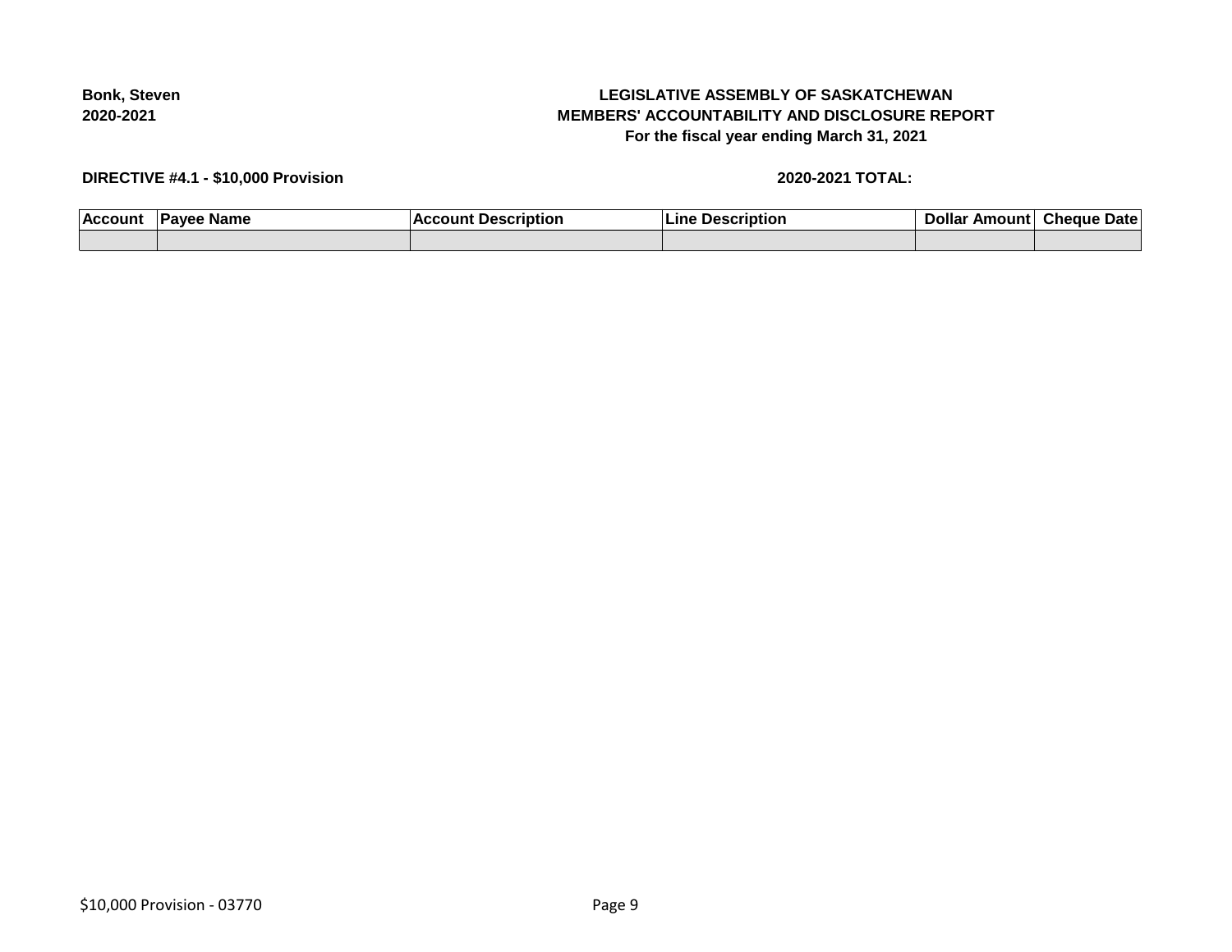**Bonk, Steven**
**2020-2021**

**LEGISLATIVE ASSEMBLY OF SASKATCHEWAN**
**MEMBERS' ACCOUNTABILITY AND DISCLOSURE REPORT**
**For the fiscal year ending March 31, 2021**

**DIRECTIVE #4.1 - $10,000 Provision**

**2020-2021 TOTAL:**

| Account | Payee Name | Account Description | Line Description | Dollar Amount | Cheque Date |
|---|---|---|---|---|---|
| | | | | | |

$10,000 Provision - 03770